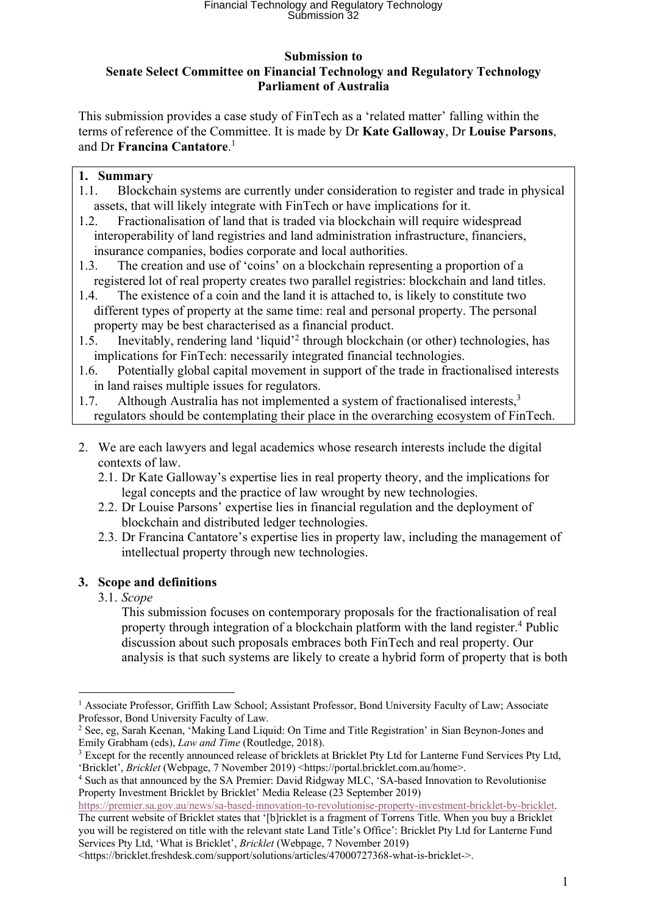**Submission to**
**Senate Select Committee on Financial Technology and Regulatory Technology**
**Parliament of Australia**

This submission provides a case study of FinTech as a 'related matter' falling within the terms of reference of the Committee. It is made by Dr **Kate Galloway**, Dr **Louise Parsons**, and Dr **Francina Cantatore**.[1]

## 1. Summary

1.1. Blockchain systems are currently under consideration to register and trade in physical assets, that will likely integrate with FinTech or have implications for it.

1.2. Fractionalisation of land that is traded via blockchain will require widespread interoperability of land registries and land administration infrastructure, financiers, insurance companies, bodies corporate and local authorities.

1.3. The creation and use of 'coins' on a blockchain representing a proportion of a registered lot of real property creates two parallel registries: blockchain and land titles.

1.4. The existence of a coin and the land it is attached to, is likely to constitute two different types of property at the same time: real and personal property. The personal property may be best characterised as a financial product.

1.5. Inevitably, rendering land 'liquid'[2] through blockchain (or other) technologies, has implications for FinTech: necessarily integrated financial technologies.

1.6. Potentially global capital movement in support of the trade in fractionalised interests in land raises multiple issues for regulators.

1.7. Although Australia has not implemented a system of fractionalised interests,[3] regulators should be contemplating their place in the overarching ecosystem of FinTech.

2. We are each lawyers and legal academics whose research interests include the digital contexts of law.
   2.1. Dr Kate Galloway's expertise lies in real property theory, and the implications for legal concepts and the practice of law wrought by new technologies.
   2.2. Dr Louise Parsons' expertise lies in financial regulation and the deployment of blockchain and distributed ledger technologies.
   2.3. Dr Francina Cantatore's expertise lies in property law, including the management of intellectual property through new technologies.

## 3. Scope and definitions

3.1. *Scope*

This submission focuses on contemporary proposals for the fractionalisation of real property through integration of a blockchain platform with the land register.[4] Public discussion about such proposals embraces both FinTech and real property. Our analysis is that such systems are likely to create a hybrid form of property that is both

---

[1] Associate Professor, Griffith Law School; Assistant Professor, Bond University Faculty of Law; Associate Professor, Bond University Faculty of Law.

[2] See, eg, Sarah Keenan, 'Making Land Liquid: On Time and Title Registration' in Sian Beynon-Jones and Emily Grabham (eds), *Law and Time* (Routledge, 2018).

[3] Except for the recently announced release of bricklets at Bricklet Pty Ltd for Lanterne Fund Services Pty Ltd, 'Bricklet', *Bricklet* (Webpage, 7 November 2019) <https://portal.bricklet.com.au/home>.

[4] Such as that announced by the SA Premier: David Ridgway MLC, 'SA-based Innovation to Revolutionise Property Investment Bricklet by Bricklet' Media Release (23 September 2019) https://premier.sa.gov.au/news/sa-based-innovation-to-revolutionise-property-investment-bricklet-by-bricklet. The current website of Bricklet states that '[b]ricklet is a fragment of Torrens Title. When you buy a Bricklet you will be registered on title with the relevant state Land Title's Office': Bricklet Pty Ltd for Lanterne Fund Services Pty Ltd, 'What is Bricklet', *Bricklet* (Webpage, 7 November 2019) <https://bricklet.freshdesk.com/support/solutions/articles/47000727368-what-is-bricklet->.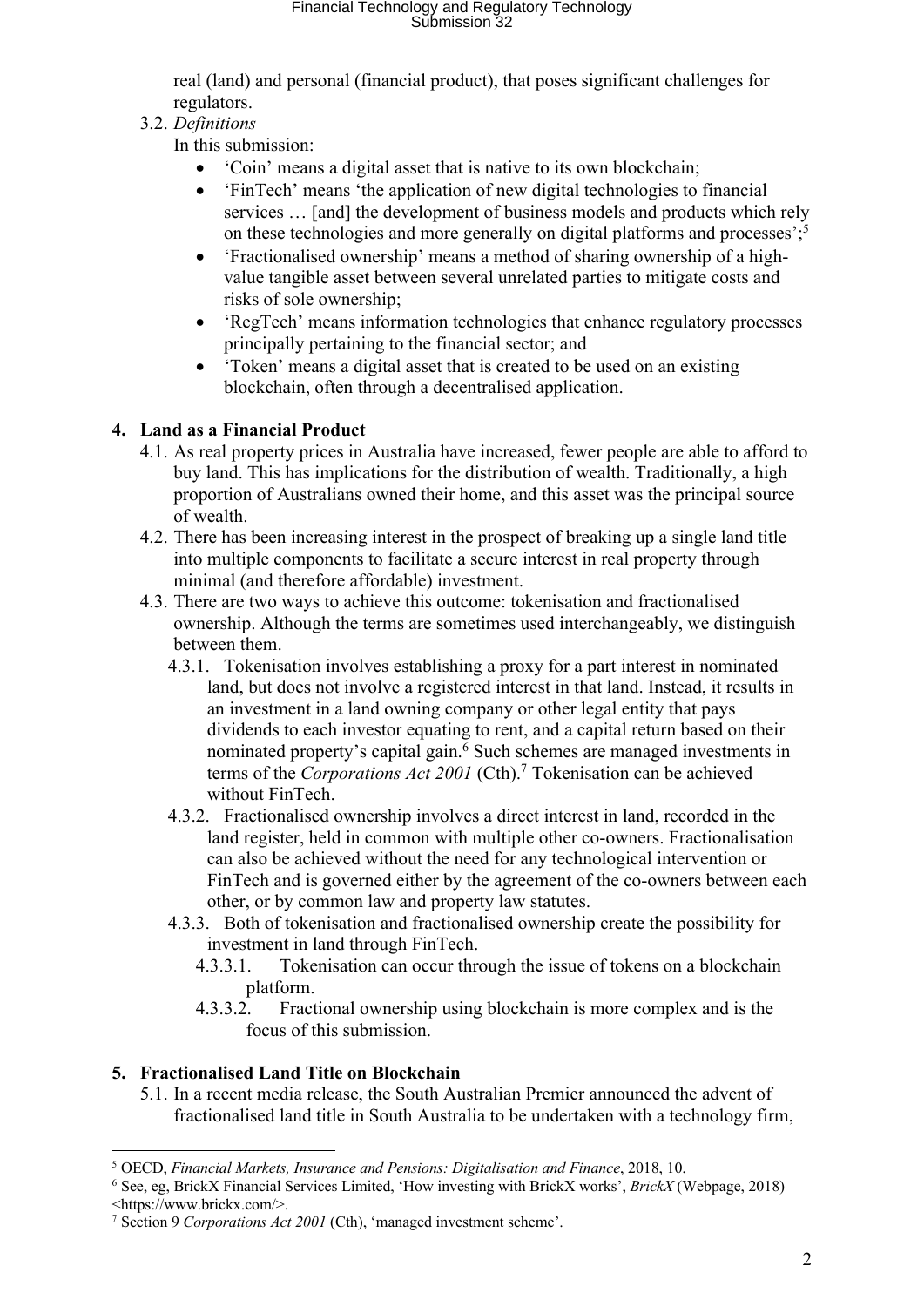real (land) and personal (financial product), that poses significant challenges for regulators.

3.2. *Definitions*

In this submission:

- 'Coin' means a digital asset that is native to its own blockchain;
- 'FinTech' means 'the application of new digital technologies to financial services … [and] the development of business models and products which rely on these technologies and more generally on digital platforms and processes';[5]
- 'Fractionalised ownership' means a method of sharing ownership of a high-value tangible asset between several unrelated parties to mitigate costs and risks of sole ownership;
- 'RegTech' means information technologies that enhance regulatory processes principally pertaining to the financial sector; and
- 'Token' means a digital asset that is created to be used on an existing blockchain, often through a decentralised application.

## 4. Land as a Financial Product

4.1. As real property prices in Australia have increased, fewer people are able to afford to buy land. This has implications for the distribution of wealth. Traditionally, a high proportion of Australians owned their home, and this asset was the principal source of wealth.

4.2. There has been increasing interest in the prospect of breaking up a single land title into multiple components to facilitate a secure interest in real property through minimal (and therefore affordable) investment.

4.3. There are two ways to achieve this outcome: tokenisation and fractionalised ownership. Although the terms are sometimes used interchangeably, we distinguish between them.

4.3.1. Tokenisation involves establishing a proxy for a part interest in nominated land, but does not involve a registered interest in that land. Instead, it results in an investment in a land owning company or other legal entity that pays dividends to each investor equating to rent, and a capital return based on their nominated property's capital gain.[6] Such schemes are managed investments in terms of the *Corporations Act 2001* (Cth).[7] Tokenisation can be achieved without FinTech.

4.3.2. Fractionalised ownership involves a direct interest in land, recorded in the land register, held in common with multiple other co-owners. Fractionalisation can also be achieved without the need for any technological intervention or FinTech and is governed either by the agreement of the co-owners between each other, or by common law and property law statutes.

4.3.3. Both of tokenisation and fractionalised ownership create the possibility for investment in land through FinTech.

4.3.3.1. Tokenisation can occur through the issue of tokens on a blockchain platform.

4.3.3.2. Fractional ownership using blockchain is more complex and is the focus of this submission.

## 5. Fractionalised Land Title on Blockchain

5.1. In a recent media release, the South Australian Premier announced the advent of fractionalised land title in South Australia to be undertaken with a technology firm,

---

[5] OECD, *Financial Markets, Insurance and Pensions: Digitalisation and Finance*, 2018, 10.

[6] See, eg, BrickX Financial Services Limited, 'How investing with BrickX works', *BrickX* (Webpage, 2018) <https://www.brickx.com/>.

[7] Section 9 *Corporations Act 2001* (Cth), 'managed investment scheme'.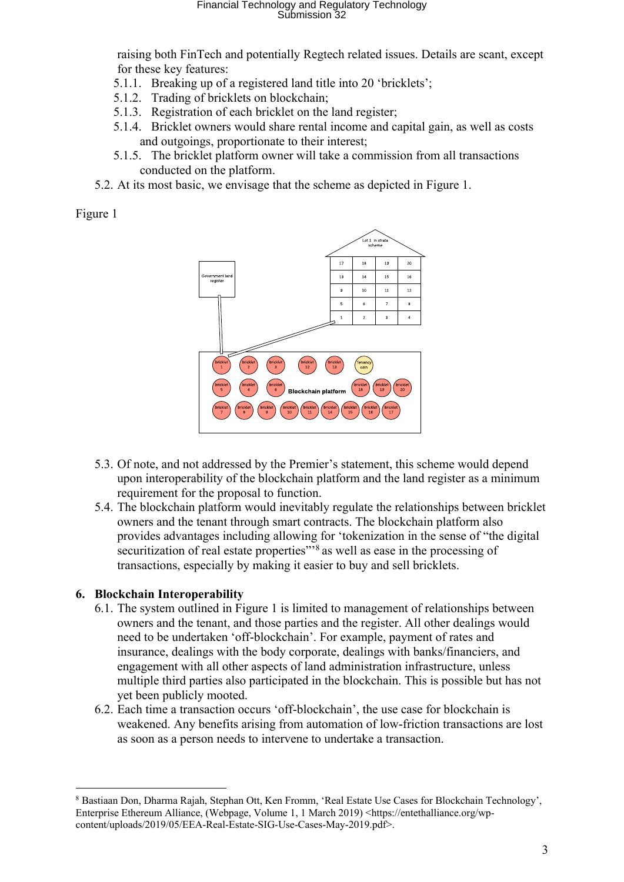raising both FinTech and potentially Regtech related issues. Details are scant, except for these key features:

5.1.1. Breaking up of a registered land title into 20 'bricklets';

5.1.2. Trading of bricklets on blockchain;

5.1.3. Registration of each bricklet on the land register;

5.1.4. Bricklet owners would share rental income and capital gain, as well as costs and outgoings, proportionate to their interest;

5.1.5. The bricklet platform owner will take a commission from all transactions conducted on the platform.

5.2. At its most basic, we envisage that the scheme as depicted in Figure 1.

Figure 1

5.3. Of note, and not addressed by the Premier's statement, this scheme would depend upon interoperability of the blockchain platform and the land register as a minimum requirement for the proposal to function.

5.4. The blockchain platform would inevitably regulate the relationships between bricklet owners and the tenant through smart contracts. The blockchain platform also provides advantages including allowing for 'tokenization in the sense of "the digital securitization of real estate properties"'[8] as well as ease in the processing of transactions, especially by making it easier to buy and sell bricklets.

## 6. Blockchain Interoperability

6.1. The system outlined in Figure 1 is limited to management of relationships between owners and the tenant, and those parties and the register. All other dealings would need to be undertaken 'off-blockchain'. For example, payment of rates and insurance, dealings with the body corporate, dealings with banks/financiers, and engagement with all other aspects of land administration infrastructure, unless multiple third parties also participated in the blockchain. This is possible but has not yet been publicly mooted.

6.2. Each time a transaction occurs 'off-blockchain', the use case for blockchain is weakened. Any benefits arising from automation of low-friction transactions are lost as soon as a person needs to intervene to undertake a transaction.

---

[8] Bastiaan Don, Dharma Rajah, Stephan Ott, Ken Fromm, 'Real Estate Use Cases for Blockchain Technology', Enterprise Ethereum Alliance, (Webpage, Volume 1, 1 March 2019) <https://entethalliance.org/wp-content/uploads/2019/05/EEA-Real-Estate-SIG-Use-Cases-May-2019.pdf>.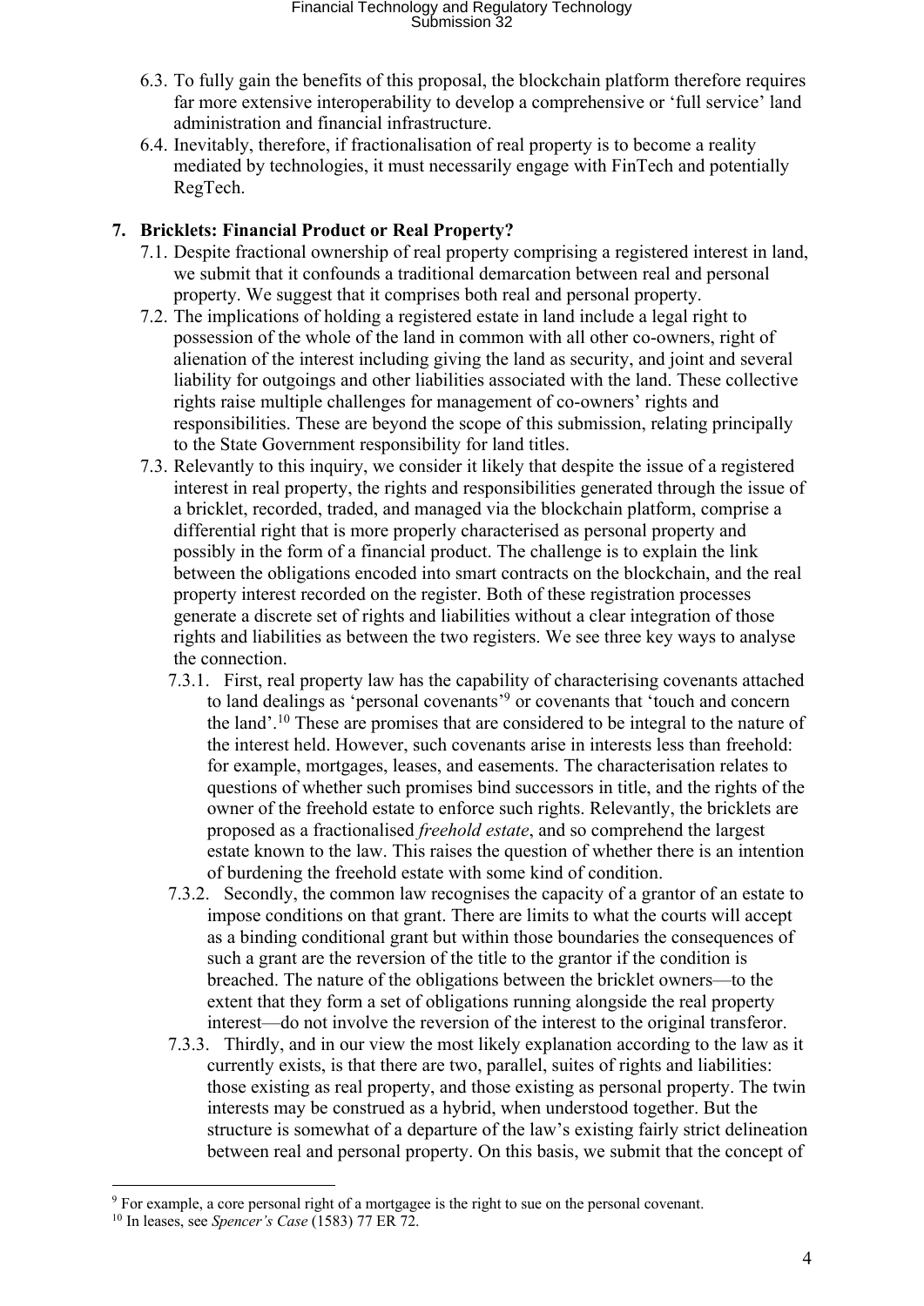6.3. To fully gain the benefits of this proposal, the blockchain platform therefore requires far more extensive interoperability to develop a comprehensive or 'full service' land administration and financial infrastructure.

6.4. Inevitably, therefore, if fractionalisation of real property is to become a reality mediated by technologies, it must necessarily engage with FinTech and potentially RegTech.

## 7. Bricklets: Financial Product or Real Property?

7.1. Despite fractional ownership of real property comprising a registered interest in land, we submit that it confounds a traditional demarcation between real and personal property. We suggest that it comprises both real and personal property.

7.2. The implications of holding a registered estate in land include a legal right to possession of the whole of the land in common with all other co-owners, right of alienation of the interest including giving the land as security, and joint and several liability for outgoings and other liabilities associated with the land. These collective rights raise multiple challenges for management of co-owners' rights and responsibilities. These are beyond the scope of this submission, relating principally to the State Government responsibility for land titles.

7.3. Relevantly to this inquiry, we consider it likely that despite the issue of a registered interest in real property, the rights and responsibilities generated through the issue of a bricklet, recorded, traded, and managed via the blockchain platform, comprise a differential right that is more properly characterised as personal property and possibly in the form of a financial product. The challenge is to explain the link between the obligations encoded into smart contracts on the blockchain, and the real property interest recorded on the register. Both of these registration processes generate a discrete set of rights and liabilities without a clear integration of those rights and liabilities as between the two registers. We see three key ways to analyse the connection.

7.3.1. First, real property law has the capability of characterising covenants attached to land dealings as 'personal covenants'[9] or covenants that 'touch and concern the land'.[10] These are promises that are considered to be integral to the nature of the interest held. However, such covenants arise in interests less than freehold: for example, mortgages, leases, and easements. The characterisation relates to questions of whether such promises bind successors in title, and the rights of the owner of the freehold estate to enforce such rights. Relevantly, the bricklets are proposed as a fractionalised *freehold estate*, and so comprehend the largest estate known to the law. This raises the question of whether there is an intention of burdening the freehold estate with some kind of condition.

7.3.2. Secondly, the common law recognises the capacity of a grantor of an estate to impose conditions on that grant. There are limits to what the courts will accept as a binding conditional grant but within those boundaries the consequences of such a grant are the reversion of the title to the grantor if the condition is breached. The nature of the obligations between the bricklet owners—to the extent that they form a set of obligations running alongside the real property interest—do not involve the reversion of the interest to the original transferor.

7.3.3. Thirdly, and in our view the most likely explanation according to the law as it currently exists, is that there are two, parallel, suites of rights and liabilities: those existing as real property, and those existing as personal property. The twin interests may be construed as a hybrid, when understood together. But the structure is somewhat of a departure of the law's existing fairly strict delineation between real and personal property. On this basis, we submit that the concept of

---

[9] For example, a core personal right of a mortgagee is the right to sue on the personal covenant.

[10] In leases, see *Spencer's Case* (1583) 77 ER 72.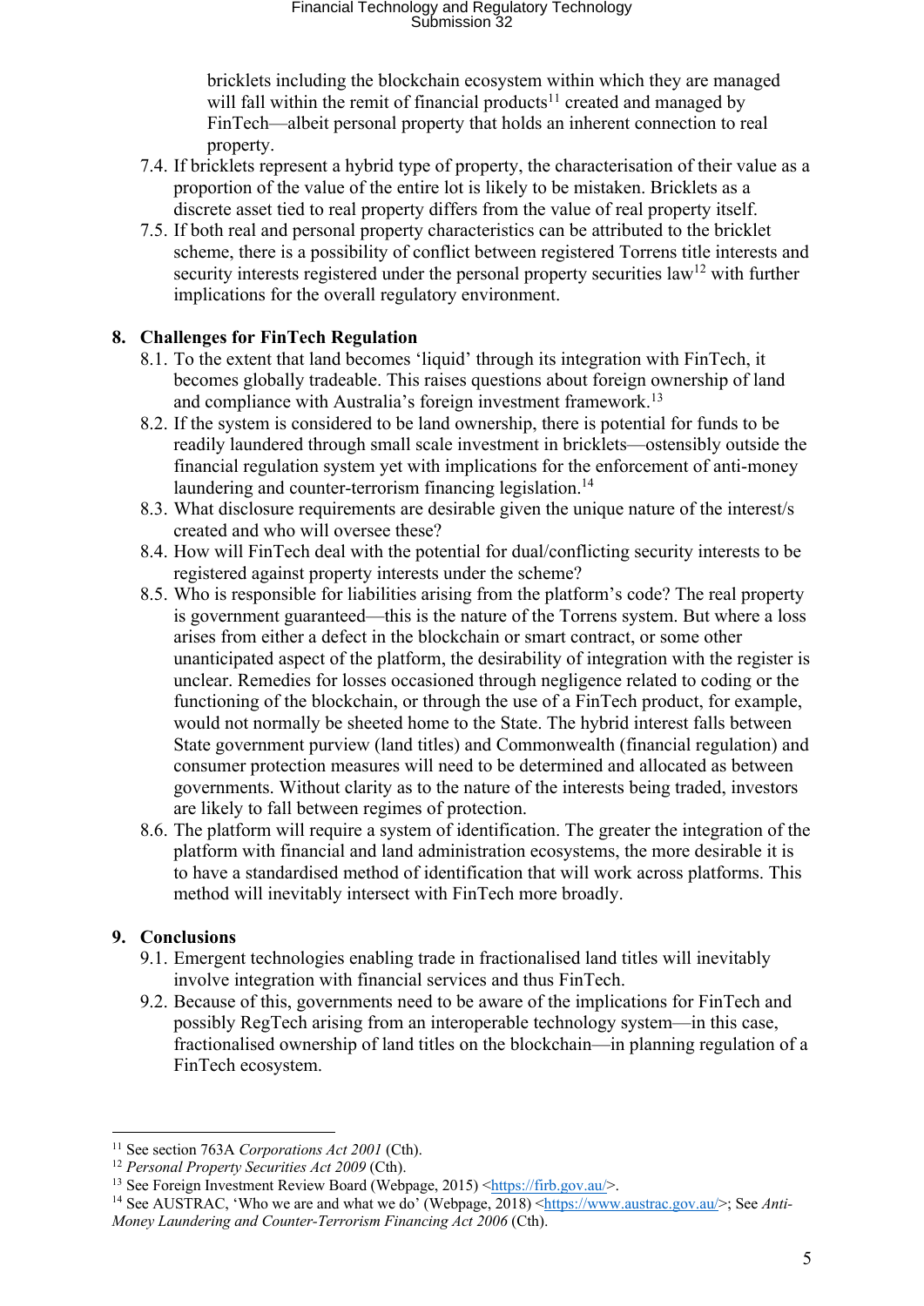bricklets including the blockchain ecosystem within which they are managed will fall within the remit of financial products[11] created and managed by FinTech—albeit personal property that holds an inherent connection to real property.

7.4. If bricklets represent a hybrid type of property, the characterisation of their value as a proportion of the value of the entire lot is likely to be mistaken. Bricklets as a discrete asset tied to real property differs from the value of real property itself.

7.5. If both real and personal property characteristics can be attributed to the bricklet scheme, there is a possibility of conflict between registered Torrens title interests and security interests registered under the personal property securities law[12] with further implications for the overall regulatory environment.

## 8. Challenges for FinTech Regulation

8.1. To the extent that land becomes 'liquid' through its integration with FinTech, it becomes globally tradeable. This raises questions about foreign ownership of land and compliance with Australia's foreign investment framework.[13]

8.2. If the system is considered to be land ownership, there is potential for funds to be readily laundered through small scale investment in bricklets—ostensibly outside the financial regulation system yet with implications for the enforcement of anti-money laundering and counter-terrorism financing legislation.[14]

8.3. What disclosure requirements are desirable given the unique nature of the interest/s created and who will oversee these?

8.4. How will FinTech deal with the potential for dual/conflicting security interests to be registered against property interests under the scheme?

8.5. Who is responsible for liabilities arising from the platform's code? The real property is government guaranteed—this is the nature of the Torrens system. But where a loss arises from either a defect in the blockchain or smart contract, or some other unanticipated aspect of the platform, the desirability of integration with the register is unclear. Remedies for losses occasioned through negligence related to coding or the functioning of the blockchain, or through the use of a FinTech product, for example, would not normally be sheeted home to the State. The hybrid interest falls between State government purview (land titles) and Commonwealth (financial regulation) and consumer protection measures will need to be determined and allocated as between governments. Without clarity as to the nature of the interests being traded, investors are likely to fall between regimes of protection.

8.6. The platform will require a system of identification. The greater the integration of the platform with financial and land administration ecosystems, the more desirable it is to have a standardised method of identification that will work across platforms. This method will inevitably intersect with FinTech more broadly.

## 9. Conclusions

9.1. Emergent technologies enabling trade in fractionalised land titles will inevitably involve integration with financial services and thus FinTech.

9.2. Because of this, governments need to be aware of the implications for FinTech and possibly RegTech arising from an interoperable technology system—in this case, fractionalised ownership of land titles on the blockchain—in planning regulation of a FinTech ecosystem.

---

[11] See section 763A *Corporations Act 2001* (Cth).

[12] *Personal Property Securities Act 2009* (Cth).

[13] See Foreign Investment Review Board (Webpage, 2015) <https://firb.gov.au/>.

[14] See AUSTRAC, 'Who we are and what we do' (Webpage, 2018) <https://www.austrac.gov.au/>; See *Anti-Money Laundering and Counter-Terrorism Financing Act 2006* (Cth).